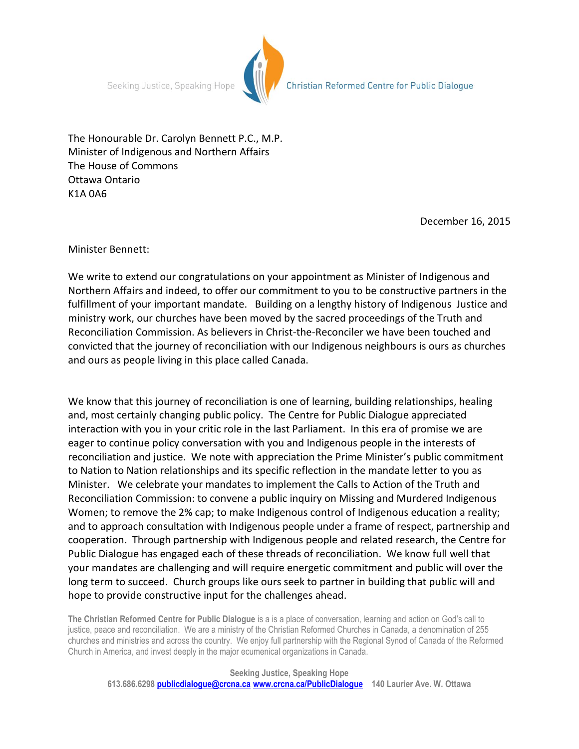Seeking Justice, Speaking Hope Christian Reformed Centre for Public Dialogue

The Honourable Dr. Carolyn Bennett P.C., M.P.
Minister of Indigenous and Northern Affairs
The House of Commons
Ottawa Ontario
K1A 0A6

December 16, 2015

Minister Bennett:

We write to extend our congratulations on your appointment as Minister of Indigenous and Northern Affairs and indeed, to offer our commitment to you to be constructive partners in the fulfillment of your important mandate. Building on a lengthy history of Indigenous Justice and ministry work, our churches have been moved by the sacred proceedings of the Truth and Reconciliation Commission. As believers in Christ-the-Reconciler we have been touched and convicted that the journey of reconciliation with our Indigenous neighbours is ours as churches and ours as people living in this place called Canada.

We know that this journey of reconciliation is one of learning, building relationships, healing and, most certainly changing public policy. The Centre for Public Dialogue appreciated interaction with you in your critic role in the last Parliament. In this era of promise we are eager to continue policy conversation with you and Indigenous people in the interests of reconciliation and justice. We note with appreciation the Prime Minister's public commitment to Nation to Nation relationships and its specific reflection in the mandate letter to you as Minister. We celebrate your mandates to implement the Calls to Action of the Truth and Reconciliation Commission: to convene a public inquiry on Missing and Murdered Indigenous Women; to remove the 2% cap; to make Indigenous control of Indigenous education a reality; and to approach consultation with Indigenous people under a frame of respect, partnership and cooperation. Through partnership with Indigenous people and related research, the Centre for Public Dialogue has engaged each of these threads of reconciliation. We know full well that your mandates are challenging and will require energetic commitment and public will over the long term to succeed. Church groups like ours seek to partner in building that public will and hope to provide constructive input for the challenges ahead.

**The Christian Reformed Centre for Public Dialogue** is a is a place of conversation, learning and action on God's call to justice, peace and reconciliation. We are a ministry of the Christian Reformed Churches in Canada, a denomination of 255 churches and ministries and across the country. We enjoy full partnership with the Regional Synod of Canada of the Reformed Church in America, and invest deeply in the major ecumenical organizations in Canada.

**Seeking Justice, Speaking Hope**
**613.686.6298 publicdialogue@crcna.ca www.crcna.ca/PublicDialogue 140 Laurier Ave. W. Ottawa**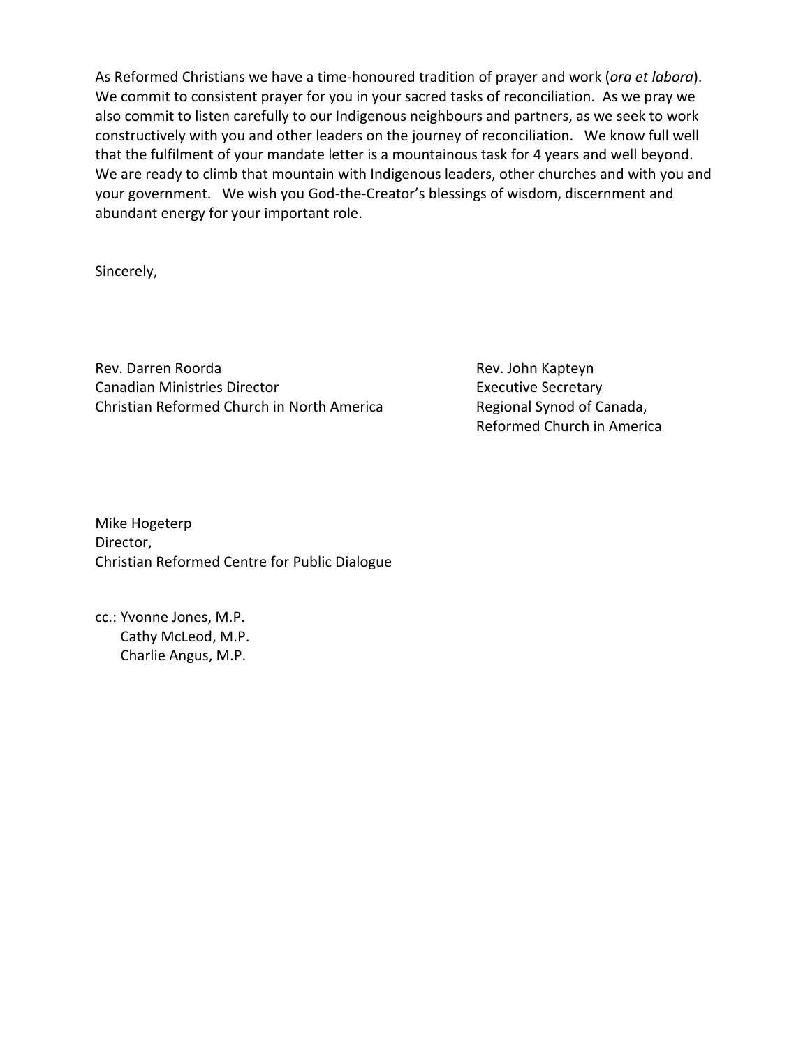As Reformed Christians we have a time-honoured tradition of prayer and work (*ora et labora*). We commit to consistent prayer for you in your sacred tasks of reconciliation. As we pray we also commit to listen carefully to our Indigenous neighbours and partners, as we seek to work constructively with you and other leaders on the journey of reconciliation. We know full well that the fulfilment of your mandate letter is a mountainous task for 4 years and well beyond. We are ready to climb that mountain with Indigenous leaders, other churches and with you and your government. We wish you God-the-Creator's blessings of wisdom, discernment and abundant energy for your important role.

Sincerely,

Rev. Darren Roorda
Canadian Ministries Director
Christian Reformed Church in North America

Rev. John Kapteyn
Executive Secretary
Regional Synod of Canada,
Reformed Church in America

Mike Hogeterp
Director,
Christian Reformed Centre for Public Dialogue

cc.: Yvonne Jones, M.P.
Cathy McLeod, M.P.
Charlie Angus, M.P.